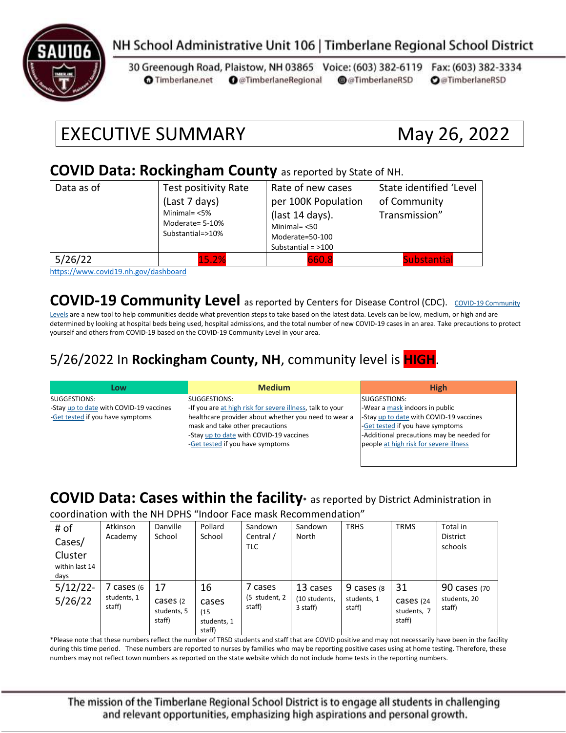NH School Administrative Unit 106 | Timberlane Regional School District

30 Greenough Road, Plaistow, NH 03865 Voice: (603) 382-6119 Fax: (603) 382-3334
Timberlane.net @TimberlaneRegional @TimberlaneRSD @TimberlaneRSD

# EXECUTIVE SUMMARY May 26, 2022

## COVID Data: Rockingham County as reported by State of NH.

| Data as of | Test positivity Rate (Last 7 days) Minimal= <5% Moderate= 5-10% Substantial=>10% | Rate of new cases per 100K Population (last 14 days). Minimal= <50 Moderate=50-100 Substantial = >100 | State identified 'Level of Community Transmission" |
|---|---|---|---|
| 5/26/22 | 15.2% | 660.8 | Substantial |

https://www.covid19.nh.gov/dashboard

## COVID-19 Community Level as reported by Centers for Disease Control (CDC).

COVID-19 Community Levels are a new tool to help communities decide what prevention steps to take based on the latest data. Levels can be low, medium, or high and are determined by looking at hospital beds being used, hospital admissions, and the total number of new COVID-19 cases in an area. Take precautions to protect yourself and others from COVID-19 based on the COVID-19 Community Level in your area.

### 5/26/2022 In **Rockingham County, NH**, community level is **HIGH**.

| Low | Medium | High |
|---|---|---|
| SUGGESTIONS:<br>-Stay up to date with COVID-19 vaccines<br>-Get tested if you have symptoms | SUGGESTIONS:<br>-If you are at high risk for severe illness, talk to your healthcare provider about whether you need to wear a mask and take other precautions<br>-Stay up to date with COVID-19 vaccines<br>-Get tested if you have symptoms | SUGGESTIONS:<br>-Wear a mask indoors in public<br>-Stay up to date with COVID-19 vaccines<br>-Get tested if you have symptoms<br>-Additional precautions may be needed for people at high risk for severe illness |

## COVID Data: Cases within the facility* as reported by District Administration in coordination with the NH DPHS "Indoor Face mask Recommendation"

| # of Cases/ Cluster within last 14 days | Atkinson Academy | Danville School | Pollard School | Sandown Central / TLC | Sandown North | TRHS | TRMS | Total in District schools |
|---|---|---|---|---|---|---|---|---|
| 5/12/22-5/26/22 | 7 cases (6 students, 1 staff) | 17 cases (2 students, 5 staff) | 16 cases (15 students, 1 staff) | 7 cases (5 student, 2 staff) | 13 cases (10 students, 3 staff) | 9 cases (8 students, 1 staff) | 31 cases (24 students, 7 staff) | 90 cases (70 students, 20 staff) |

*Please note that these numbers reflect the number of TRSD students and staff that are COVID positive and may not necessarily have been in the facility during this time period. These numbers are reported to nurses by families who may be reporting positive cases using at home testing. Therefore, these numbers may not reflect town numbers as reported on the state website which do not include home tests in the reporting numbers.

The mission of the Timberlane Regional School District is to engage all students in challenging and relevant opportunities, emphasizing high aspirations and personal growth.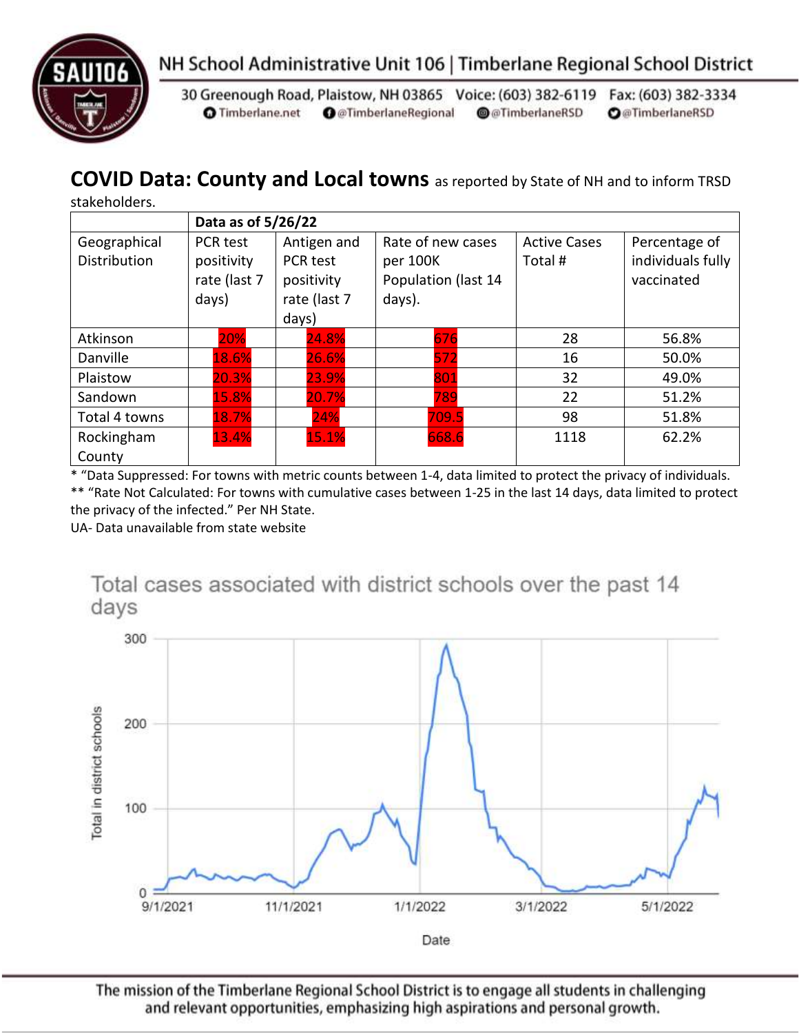## COVID Data: County and Local towns as reported by State of NH and to inform TRSD stakeholders.

| | Data as of 5/26/22 | | | | |
|---|---|---|---|---|---|
| Geographical Distribution | PCR test positivity rate (last 7 days) | Antigen and PCR test positivity rate (last 7 days) | Rate of new cases per 100K Population (last 14 days). | Active Cases Total # | Percentage of individuals fully vaccinated |
| Atkinson | 20% | 24.8% | 676 | 28 | 56.8% |
| Danville | 18.6% | 26.6% | 572 | 16 | 50.0% |
| Plaistow | 20.3% | 23.9% | 801 | 32 | 49.0% |
| Sandown | 15.8% | 20.7% | 789 | 22 | 51.2% |
| Total 4 towns | 18.7% | 24% | 709.5 | 98 | 51.8% |
| Rockingham County | 13.4% | 15.1% | 668.6 | 1118 | 62.2% |

* "Data Suppressed: For towns with metric counts between 1-4, data limited to protect the privacy of individuals.
** "Rate Not Calculated: For towns with cumulative cases between 1-25 in the last 14 days, data limited to protect the privacy of the infected." Per NH State.
UA- Data unavailable from state website

Total cases associated with district schools over the past 14 days

Total in district schools: 0, 100, 200, 300

Date: 9/1/2021, 11/1/2021, 1/1/2022, 3/1/2022, 5/1/2022

The mission of the Timberlane Regional School District is to engage all students in challenging and relevant opportunities, emphasizing high aspirations and personal growth.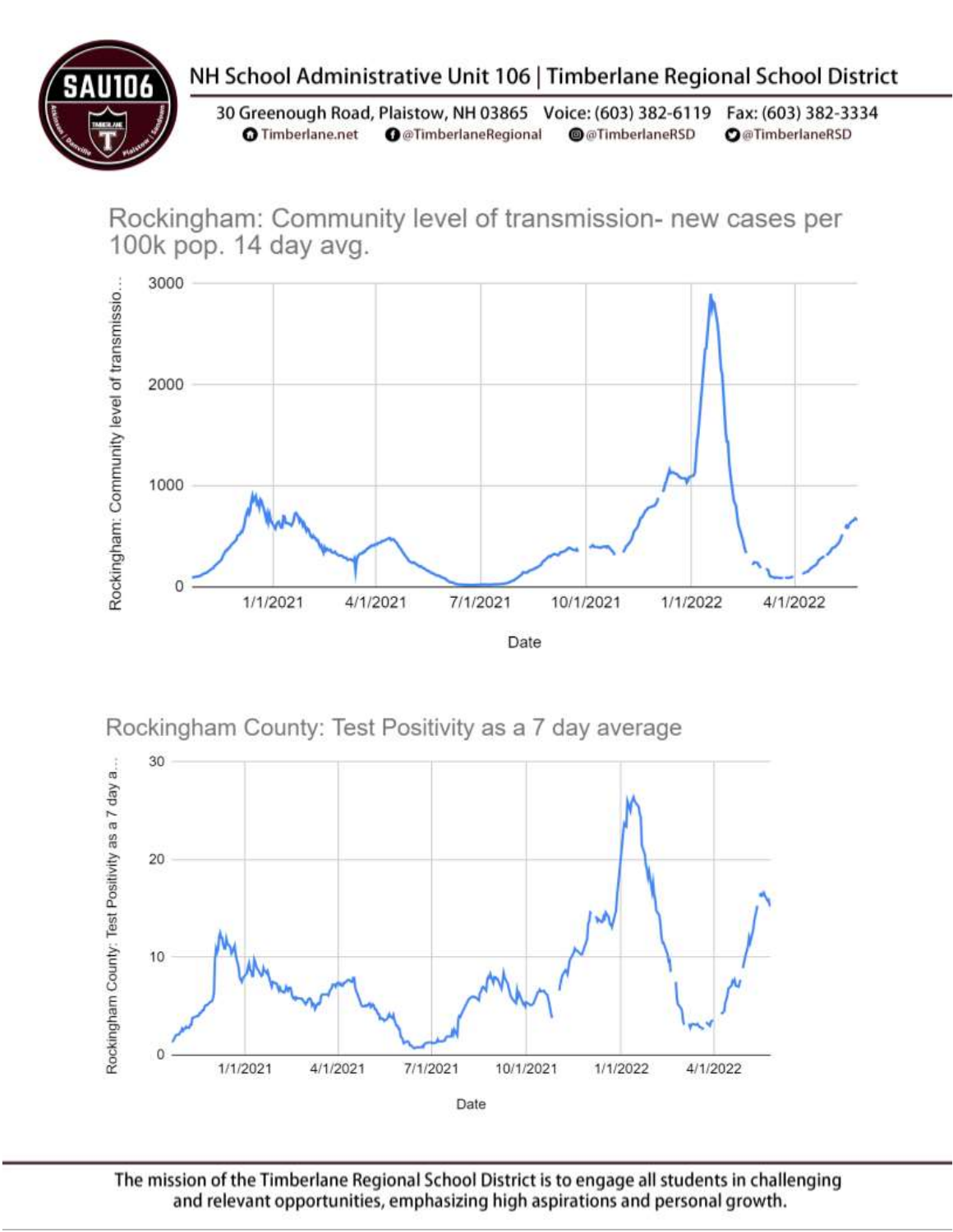NH School Administrative Unit 106 | Timberlane Regional School District

30 Greenough Road, Plaistow, NH 03865 Voice: (603) 382-6119 Fax: (603) 382-3334
Timberlane.net @TimberlaneRegional @TimberlaneRSD @TimberlaneRSD

## Rockingham: Community level of transmission- new cases per 100k pop. 14 day avg.

Rockingham: Community level of transmissio...

3000
2000
1000
0

1/1/2021 4/1/2021 7/1/2021 10/1/2021 1/1/2022 4/1/2022

Date

## Rockingham County: Test Positivity as a 7 day average

Rockingham County: Test Positivity as a 7 day a...

30
20
10
0

1/1/2021 4/1/2021 7/1/2021 10/1/2021 1/1/2022 4/1/2022

Date

The mission of the Timberlane Regional School District is to engage all students in challenging and relevant opportunities, emphasizing high aspirations and personal growth.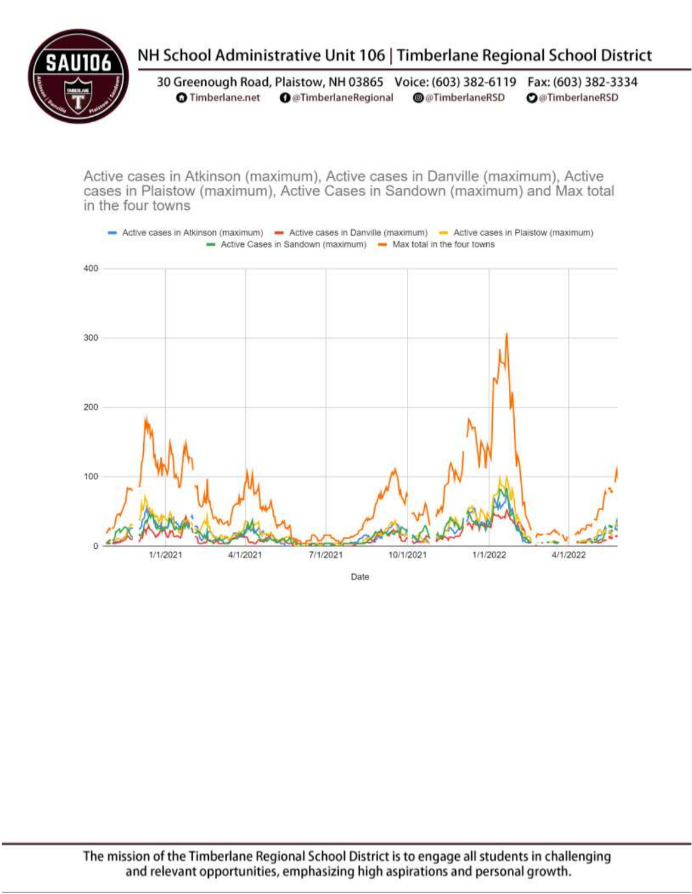NH School Administrative Unit 106 | Timberlane Regional School District

30 Greenough Road, Plaistow, NH 03865 Voice: (603) 382-6119 Fax: (603) 382-3334
Timberlane.net @TimberlaneRegional @TimberlaneRSD @TimberlaneRSD

Active cases in Atkinson (maximum), Active cases in Danville (maximum), Active cases in Plaistow (maximum), Active Cases in Sandown (maximum) and Max total in the four towns

Active cases in Atkinson (maximum)
Active cases in Danville (maximum)
Active cases in Plaistow (maximum)
Active Cases in Sandown (maximum)
Max total in the four towns

400
300
200
100
0

1/1/2021
4/1/2021
7/1/2021
10/1/2021
1/1/2022
4/1/2022

Date

The mission of the Timberlane Regional School District is to engage all students in challenging and relevant opportunities, emphasizing high aspirations and personal growth.